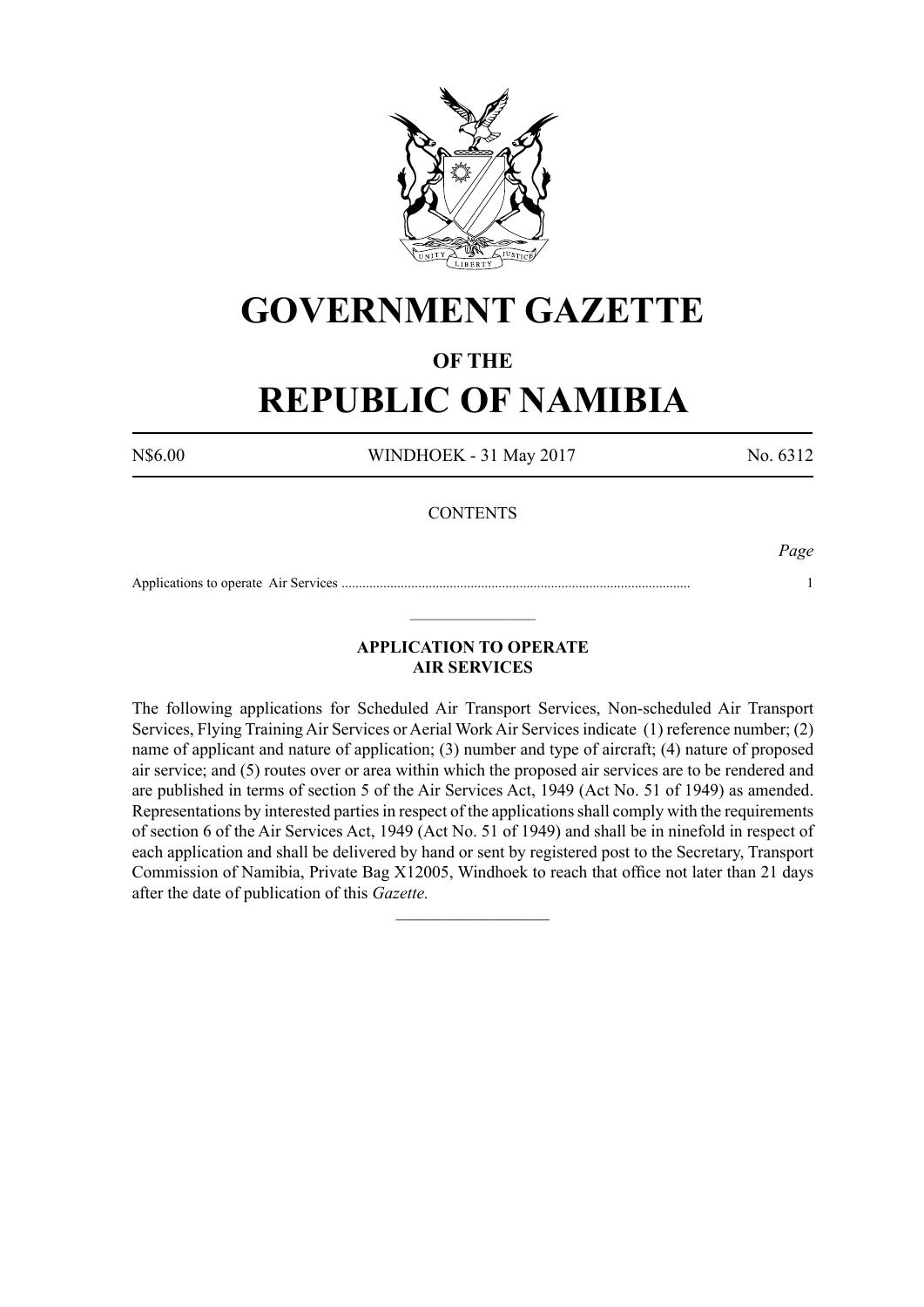# GOVERNMENT GAZETTE

## OF THE

# REPUBLIC OF NAMIBIA

N$6.00 WINDHOEK - 31 May 2017 No. 6312

CONTENTS

*Page*

Applications to operate Air Services .................................................................................................... 1

---

**APPLICATION TO OPERATE AIR SERVICES**

The following applications for Scheduled Air Transport Services, Non-scheduled Air Transport Services, Flying Training Air Services or Aerial Work Air Services indicate (1) reference number; (2) name of applicant and nature of application; (3) number and type of aircraft; (4) nature of proposed air service; and (5) routes over or area within which the proposed air services are to be rendered and are published in terms of section 5 of the Air Services Act, 1949 (Act No. 51 of 1949) as amended. Representations by interested parties in respect of the applications shall comply with the requirements of section 6 of the Air Services Act, 1949 (Act No. 51 of 1949) and shall be in ninefold in respect of each application and shall be delivered by hand or sent by registered post to the Secretary, Transport Commission of Namibia, Private Bag X12005, Windhoek to reach that office not later than 21 days after the date of publication of this *Gazette.*

---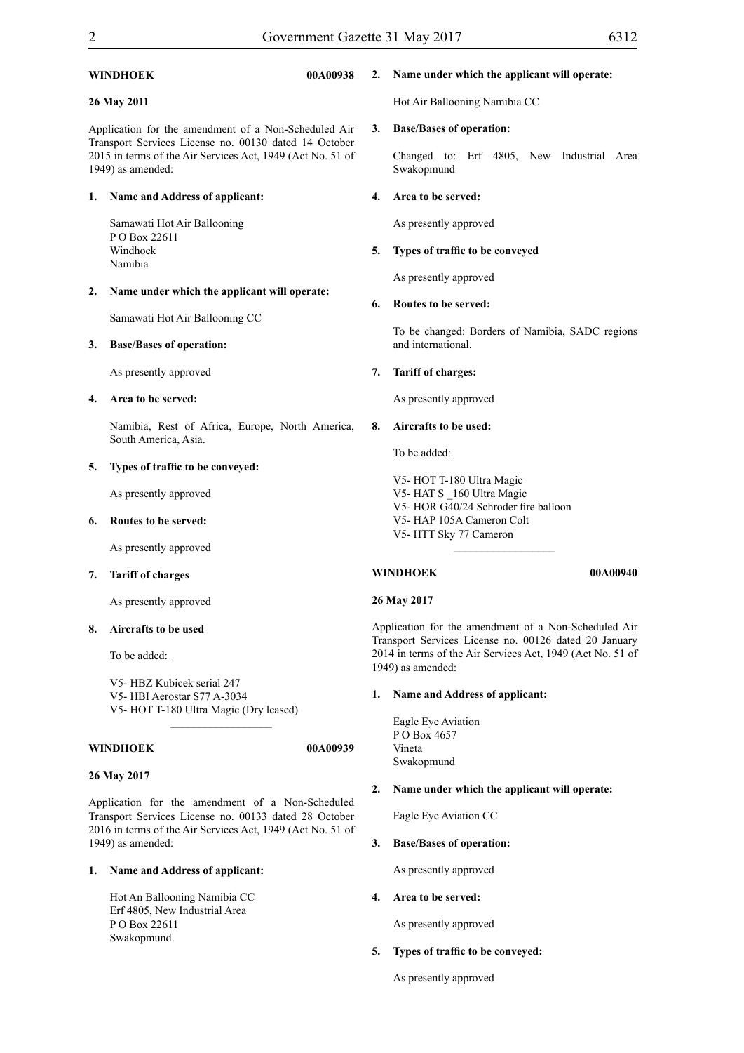**WINDHOEK** **00A00938**

**26 May 2011**

Application for the amendment of a Non-Scheduled Air Transport Services License no. 00130 dated 14 October 2015 in terms of the Air Services Act, 1949 (Act No. 51 of 1949) as amended:

**1. Name and Address of applicant:**

Samawati Hot Air Ballooning
P O Box 22611
Windhoek
Namibia

**2. Name under which the applicant will operate:**

Samawati Hot Air Ballooning CC

**3. Base/Bases of operation:**

As presently approved

**4. Area to be served:**

Namibia, Rest of Africa, Europe, North America, South America, Asia.

**5. Types of traffic to be conveyed:**

As presently approved

**6. Routes to be served:**

As presently approved

**7. Tariff of charges**

As presently approved

**8. Aircrafts to be used**

To be added:

V5- HBZ Kubicek serial 247
V5- HBI Aerostar S77 A-3034
V5- HOT T-180 Ultra Magic (Dry leased)

---

**WINDHOEK** **00A00939**

**26 May 2017**

Application for the amendment of a Non-Scheduled Transport Services License no. 00133 dated 28 October 2016 in terms of the Air Services Act, 1949 (Act No. 51 of 1949) as amended:

**1. Name and Address of applicant:**

Hot An Ballooning Namibia CC
Erf 4805, New Industrial Area
P O Box 22611
Swakopmund.

**2. Name under which the applicant will operate:**

Hot Air Ballooning Namibia CC

**3. Base/Bases of operation:**

Changed to: Erf 4805, New Industrial Area Swakopmund

**4. Area to be served:**

As presently approved

**5. Types of traffic to be conveyed**

As presently approved

**6. Routes to be served:**

To be changed: Borders of Namibia, SADC regions and international.

**7. Tariff of charges:**

As presently approved

**8. Aircrafts to be used:**

To be added:

V5- HOT T-180 Ultra Magic
V5- HAT S _160 Ultra Magic
V5- HOR G40/24 Schroder fire balloon
V5- HAP 105A Cameron Colt
V5- HTT Sky 77 Cameron

---

**WINDHOEK** **00A00940**

**26 May 2017**

Application for the amendment of a Non-Scheduled Air Transport Services License no. 00126 dated 20 January 2014 in terms of the Air Services Act, 1949 (Act No. 51 of 1949) as amended:

**1. Name and Address of applicant:**

Eagle Eye Aviation
P O Box 4657
Vineta
Swakopmund

**2. Name under which the applicant will operate:**

Eagle Eye Aviation CC

**3. Base/Bases of operation:**

As presently approved

**4. Area to be served:**

As presently approved

**5. Types of traffic to be conveyed:**

As presently approved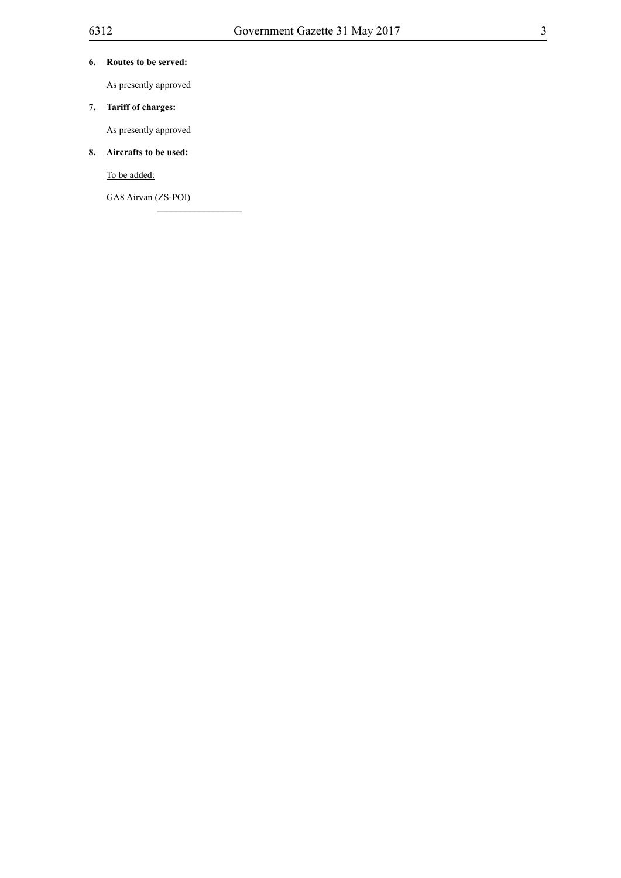**6. Routes to be served:**

As presently approved

**7. Tariff of charges:**

As presently approved

**8. Aircrafts to be used:**

To be added:

GA8 Airvan (ZS-POI)

________________